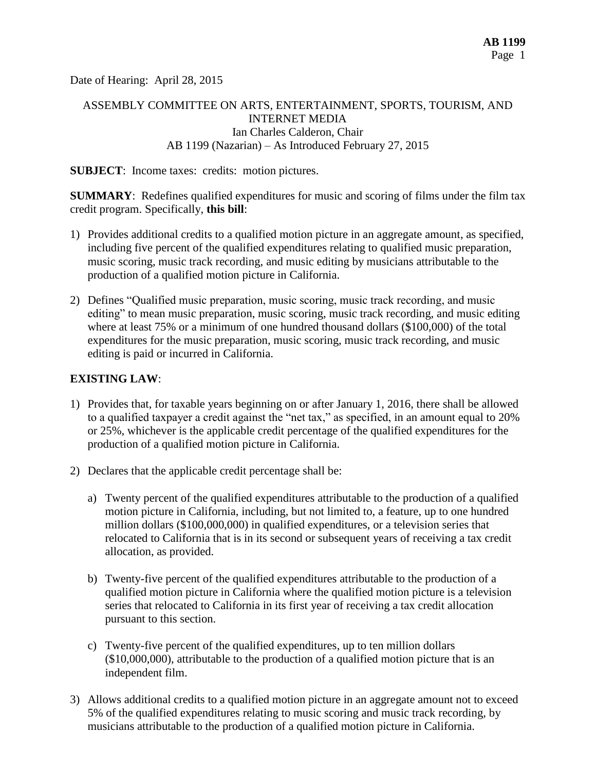Date of Hearing: April 28, 2015

ASSEMBLY COMMITTEE ON ARTS, ENTERTAINMENT, SPORTS, TOURISM, AND INTERNET MEDIA
Ian Charles Calderon, Chair
AB 1199 (Nazarian) – As Introduced February 27, 2015

**SUBJECT**: Income taxes: credits: motion pictures.

**SUMMARY**: Redefines qualified expenditures for music and scoring of films under the film tax credit program. Specifically, **this bill**:

1) Provides additional credits to a qualified motion picture in an aggregate amount, as specified, including five percent of the qualified expenditures relating to qualified music preparation, music scoring, music track recording, and music editing by musicians attributable to the production of a qualified motion picture in California.

2) Defines "Qualified music preparation, music scoring, music track recording, and music editing" to mean music preparation, music scoring, music track recording, and music editing where at least 75% or a minimum of one hundred thousand dollars ($100,000) of the total expenditures for the music preparation, music scoring, music track recording, and music editing is paid or incurred in California.

**EXISTING LAW**:

1) Provides that, for taxable years beginning on or after January 1, 2016, there shall be allowed to a qualified taxpayer a credit against the "net tax," as specified, in an amount equal to 20% or 25%, whichever is the applicable credit percentage of the qualified expenditures for the production of a qualified motion picture in California.

2) Declares that the applicable credit percentage shall be:

   a) Twenty percent of the qualified expenditures attributable to the production of a qualified motion picture in California, including, but not limited to, a feature, up to one hundred million dollars ($100,000,000) in qualified expenditures, or a television series that relocated to California that is in its second or subsequent years of receiving a tax credit allocation, as provided.

   b) Twenty-five percent of the qualified expenditures attributable to the production of a qualified motion picture in California where the qualified motion picture is a television series that relocated to California in its first year of receiving a tax credit allocation pursuant to this section.

   c) Twenty-five percent of the qualified expenditures, up to ten million dollars ($10,000,000), attributable to the production of a qualified motion picture that is an independent film.

3) Allows additional credits to a qualified motion picture in an aggregate amount not to exceed 5% of the qualified expenditures relating to music scoring and music track recording, by musicians attributable to the production of a qualified motion picture in California.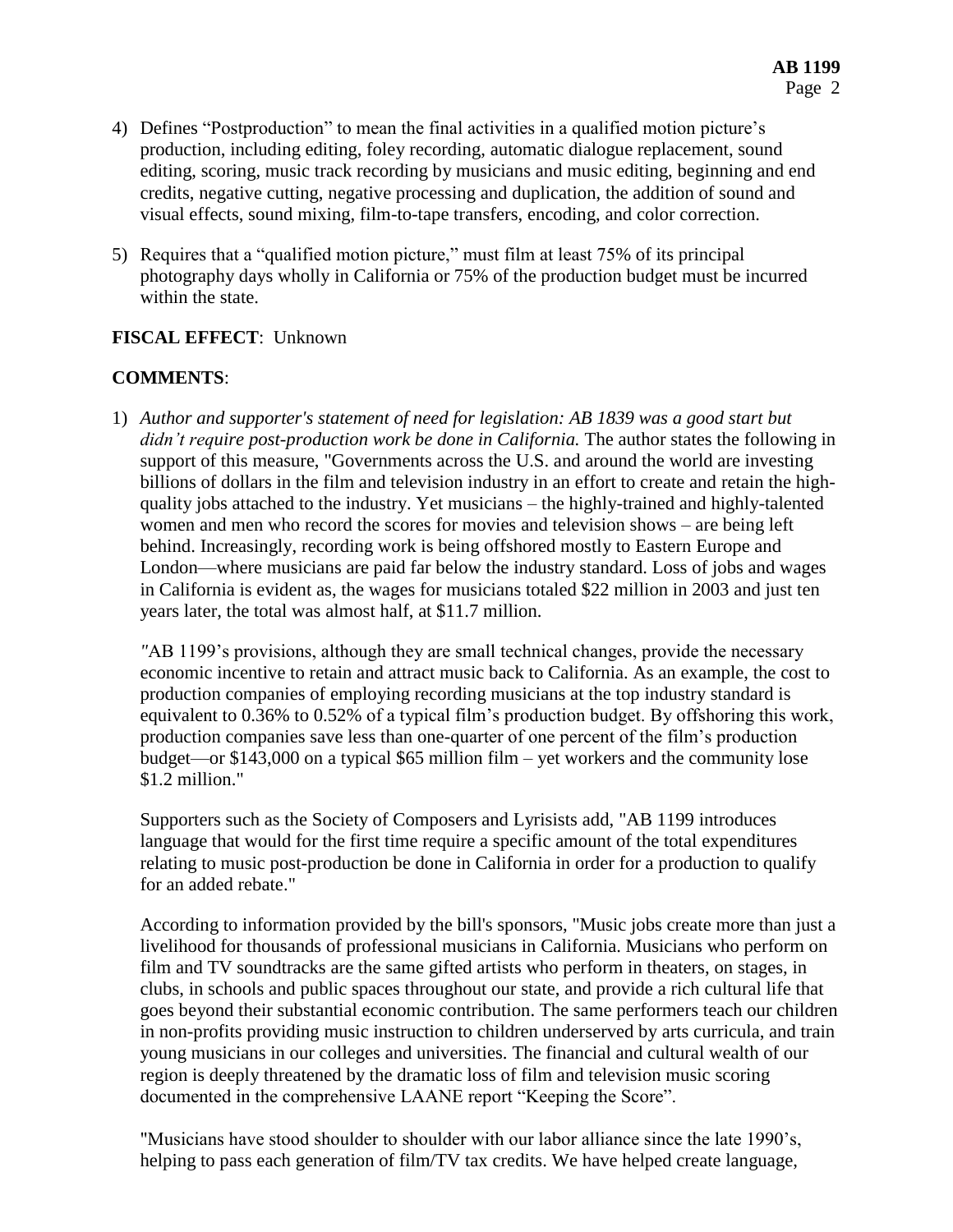4) Defines "Postproduction" to mean the final activities in a qualified motion picture's production, including editing, foley recording, automatic dialogue replacement, sound editing, scoring, music track recording by musicians and music editing, beginning and end credits, negative cutting, negative processing and duplication, the addition of sound and visual effects, sound mixing, film-to-tape transfers, encoding, and color correction.

5) Requires that a "qualified motion picture," must film at least 75% of its principal photography days wholly in California or 75% of the production budget must be incurred within the state.

**FISCAL EFFECT**: Unknown

**COMMENTS**:

1) *Author and supporter's statement of need for legislation: AB 1839 was a good start but didn't require post-production work be done in California.* The author states the following in support of this measure, "Governments across the U.S. and around the world are investing billions of dollars in the film and television industry in an effort to create and retain the high-quality jobs attached to the industry. Yet musicians – the highly-trained and highly-talented women and men who record the scores for movies and television shows – are being left behind. Increasingly, recording work is being offshored mostly to Eastern Europe and London—where musicians are paid far below the industry standard. Loss of jobs and wages in California is evident as, the wages for musicians totaled $22 million in 2003 and just ten years later, the total was almost half, at $11.7 million.

   "AB 1199's provisions, although they are small technical changes, provide the necessary economic incentive to retain and attract music back to California. As an example, the cost to production companies of employing recording musicians at the top industry standard is equivalent to 0.36% to 0.52% of a typical film's production budget. By offshoring this work, production companies save less than one-quarter of one percent of the film's production budget—or $143,000 on a typical $65 million film – yet workers and the community lose $1.2 million."

   Supporters such as the Society of Composers and Lyrisists add, "AB 1199 introduces language that would for the first time require a specific amount of the total expenditures relating to music post-production be done in California in order for a production to qualify for an added rebate."

   According to information provided by the bill's sponsors, "Music jobs create more than just a livelihood for thousands of professional musicians in California. Musicians who perform on film and TV soundtracks are the same gifted artists who perform in theaters, on stages, in clubs, in schools and public spaces throughout our state, and provide a rich cultural life that goes beyond their substantial economic contribution. The same performers teach our children in non-profits providing music instruction to children underserved by arts curricula, and train young musicians in our colleges and universities. The financial and cultural wealth of our region is deeply threatened by the dramatic loss of film and television music scoring documented in the comprehensive LAANE report "Keeping the Score".

   "Musicians have stood shoulder to shoulder with our labor alliance since the late 1990's, helping to pass each generation of film/TV tax credits. We have helped create language,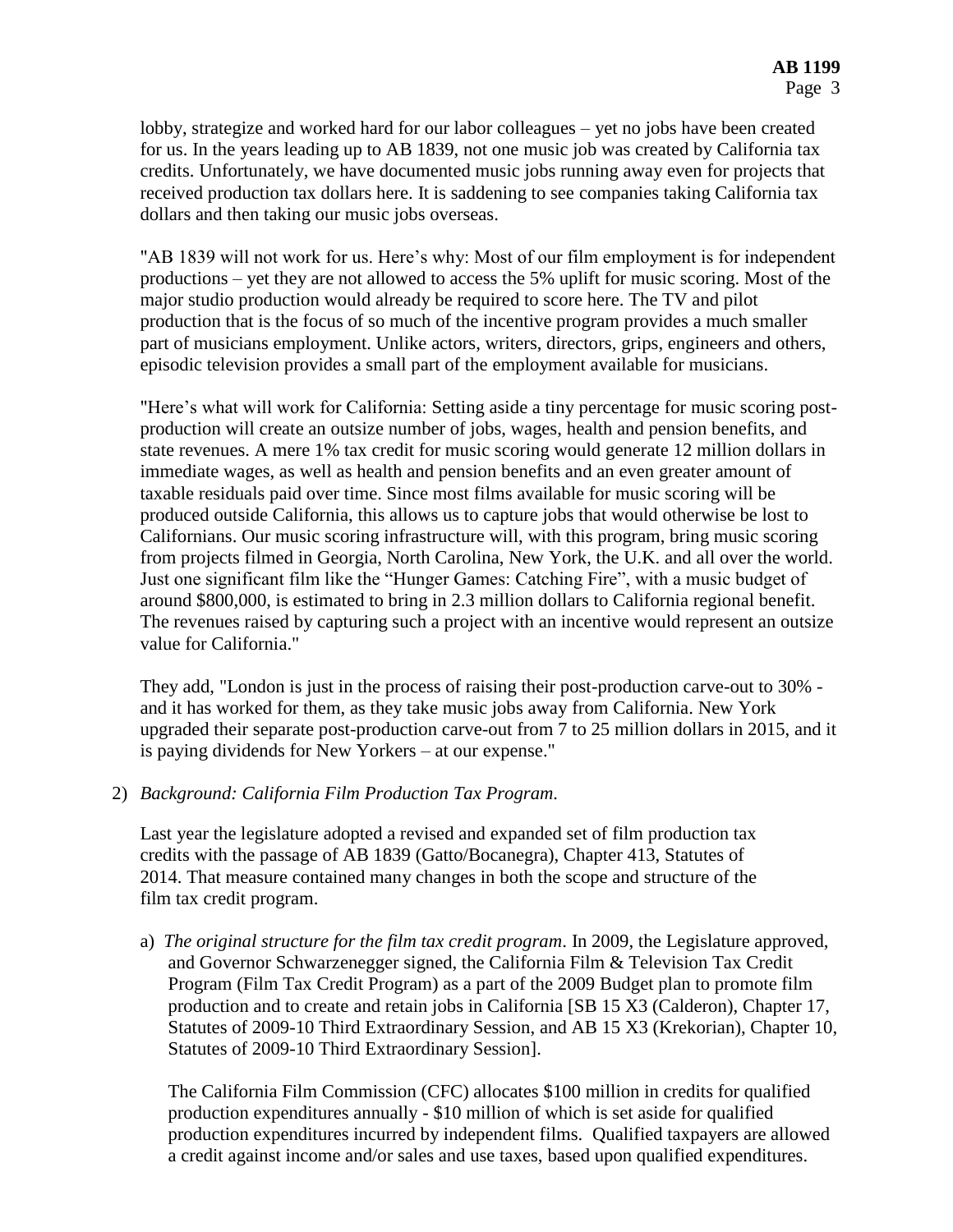lobby, strategize and worked hard for our labor colleagues – yet no jobs have been created for us. In the years leading up to AB 1839, not one music job was created by California tax credits. Unfortunately, we have documented music jobs running away even for projects that received production tax dollars here. It is saddening to see companies taking California tax dollars and then taking our music jobs overseas.

"AB 1839 will not work for us. Here's why: Most of our film employment is for independent productions – yet they are not allowed to access the 5% uplift for music scoring. Most of the major studio production would already be required to score here. The TV and pilot production that is the focus of so much of the incentive program provides a much smaller part of musicians employment. Unlike actors, writers, directors, grips, engineers and others, episodic television provides a small part of the employment available for musicians.

"Here's what will work for California: Setting aside a tiny percentage for music scoring post-production will create an outsize number of jobs, wages, health and pension benefits, and state revenues. A mere 1% tax credit for music scoring would generate 12 million dollars in immediate wages, as well as health and pension benefits and an even greater amount of taxable residuals paid over time. Since most films available for music scoring will be produced outside California, this allows us to capture jobs that would otherwise be lost to Californians. Our music scoring infrastructure will, with this program, bring music scoring from projects filmed in Georgia, North Carolina, New York, the U.K. and all over the world. Just one significant film like the "Hunger Games: Catching Fire", with a music budget of around $800,000, is estimated to bring in 2.3 million dollars to California regional benefit. The revenues raised by capturing such a project with an incentive would represent an outsize value for California."

They add, "London is just in the process of raising their post-production carve-out to 30% - and it has worked for them, as they take music jobs away from California. New York upgraded their separate post-production carve-out from 7 to 25 million dollars in 2015, and it is paying dividends for New Yorkers – at our expense."

2) *Background: California Film Production Tax Program.*

   Last year the legislature adopted a revised and expanded set of film production tax credits with the passage of AB 1839 (Gatto/Bocanegra), Chapter 413, Statutes of 2014. That measure contained many changes in both the scope and structure of the film tax credit program.

   a) *The original structure for the film tax credit program*. In 2009, the Legislature approved, and Governor Schwarzenegger signed, the California Film & Television Tax Credit Program (Film Tax Credit Program) as a part of the 2009 Budget plan to promote film production and to create and retain jobs in California [SB 15 X3 (Calderon), Chapter 17, Statutes of 2009-10 Third Extraordinary Session, and AB 15 X3 (Krekorian), Chapter 10, Statutes of 2009-10 Third Extraordinary Session].

      The California Film Commission (CFC) allocates $100 million in credits for qualified production expenditures annually - $10 million of which is set aside for qualified production expenditures incurred by independent films. Qualified taxpayers are allowed a credit against income and/or sales and use taxes, based upon qualified expenditures.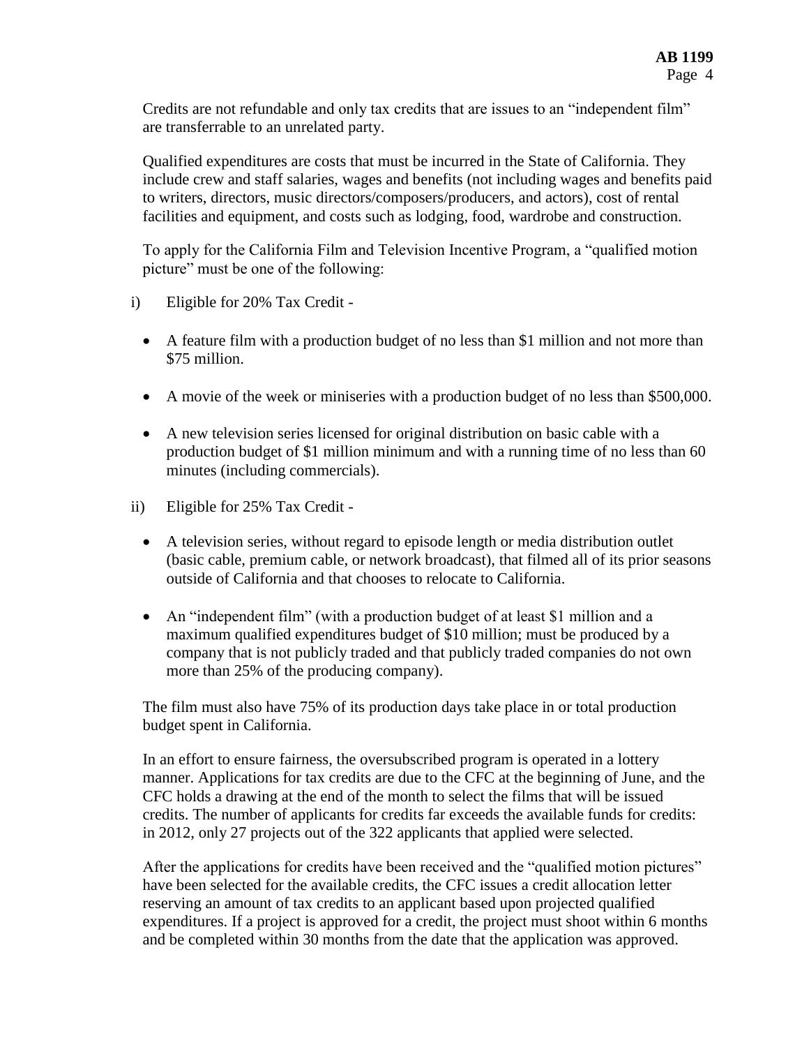Credits are not refundable and only tax credits that are issues to an "independent film" are transferrable to an unrelated party.

Qualified expenditures are costs that must be incurred in the State of California. They include crew and staff salaries, wages and benefits (not including wages and benefits paid to writers, directors, music directors/composers/producers, and actors), cost of rental facilities and equipment, and costs such as lodging, food, wardrobe and construction.

To apply for the California Film and Television Incentive Program, a "qualified motion picture" must be one of the following:

i) Eligible for 20% Tax Credit -

- A feature film with a production budget of no less than $1 million and not more than $75 million.
- A movie of the week or miniseries with a production budget of no less than $500,000.
- A new television series licensed for original distribution on basic cable with a production budget of $1 million minimum and with a running time of no less than 60 minutes (including commercials).

ii) Eligible for 25% Tax Credit -

- A television series, without regard to episode length or media distribution outlet (basic cable, premium cable, or network broadcast), that filmed all of its prior seasons outside of California and that chooses to relocate to California.
- An "independent film" (with a production budget of at least $1 million and a maximum qualified expenditures budget of $10 million; must be produced by a company that is not publicly traded and that publicly traded companies do not own more than 25% of the producing company).

The film must also have 75% of its production days take place in or total production budget spent in California.

In an effort to ensure fairness, the oversubscribed program is operated in a lottery manner. Applications for tax credits are due to the CFC at the beginning of June, and the CFC holds a drawing at the end of the month to select the films that will be issued credits. The number of applicants for credits far exceeds the available funds for credits: in 2012, only 27 projects out of the 322 applicants that applied were selected.

After the applications for credits have been received and the "qualified motion pictures" have been selected for the available credits, the CFC issues a credit allocation letter reserving an amount of tax credits to an applicant based upon projected qualified expenditures. If a project is approved for a credit, the project must shoot within 6 months and be completed within 30 months from the date that the application was approved.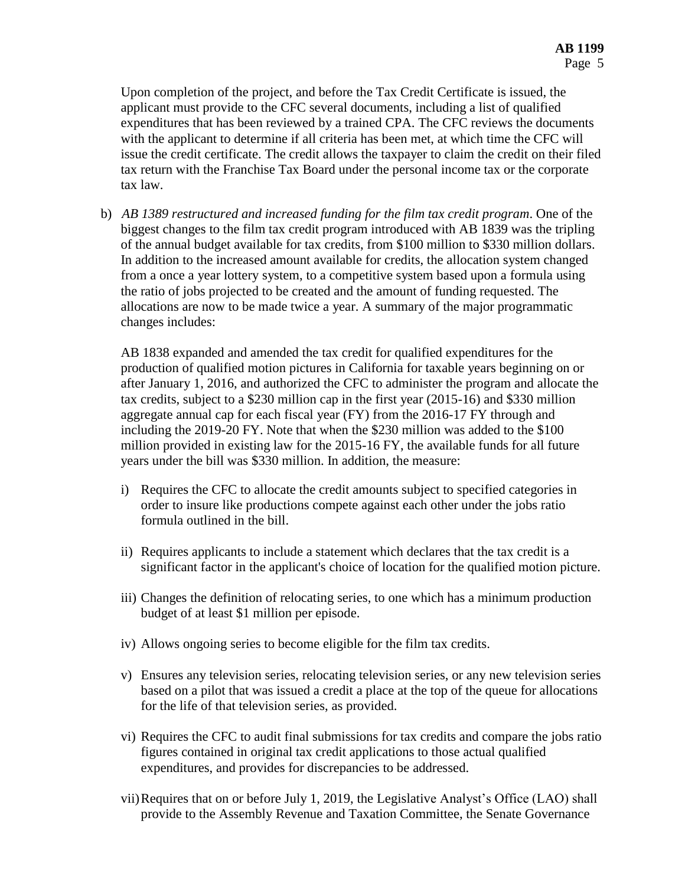Upon completion of the project, and before the Tax Credit Certificate is issued, the applicant must provide to the CFC several documents, including a list of qualified expenditures that has been reviewed by a trained CPA. The CFC reviews the documents with the applicant to determine if all criteria has been met, at which time the CFC will issue the credit certificate. The credit allows the taxpayer to claim the credit on their filed tax return with the Franchise Tax Board under the personal income tax or the corporate tax law.

b) *AB 1389 restructured and increased funding for the film tax credit program*. One of the biggest changes to the film tax credit program introduced with AB 1839 was the tripling of the annual budget available for tax credits, from $100 million to $330 million dollars. In addition to the increased amount available for credits, the allocation system changed from a once a year lottery system, to a competitive system based upon a formula using the ratio of jobs projected to be created and the amount of funding requested. The allocations are now to be made twice a year. A summary of the major programmatic changes includes:

   AB 1838 expanded and amended the tax credit for qualified expenditures for the production of qualified motion pictures in California for taxable years beginning on or after January 1, 2016, and authorized the CFC to administer the program and allocate the tax credits, subject to a $230 million cap in the first year (2015-16) and $330 million aggregate annual cap for each fiscal year (FY) from the 2016-17 FY through and including the 2019-20 FY. Note that when the $230 million was added to the $100 million provided in existing law for the 2015-16 FY, the available funds for all future years under the bill was $330 million. In addition, the measure:

   i) Requires the CFC to allocate the credit amounts subject to specified categories in order to insure like productions compete against each other under the jobs ratio formula outlined in the bill.

   ii) Requires applicants to include a statement which declares that the tax credit is a significant factor in the applicant's choice of location for the qualified motion picture.

   iii) Changes the definition of relocating series, to one which has a minimum production budget of at least $1 million per episode.

   iv) Allows ongoing series to become eligible for the film tax credits.

   v) Ensures any television series, relocating television series, or any new television series based on a pilot that was issued a credit a place at the top of the queue for allocations for the life of that television series, as provided.

   vi) Requires the CFC to audit final submissions for tax credits and compare the jobs ratio figures contained in original tax credit applications to those actual qualified expenditures, and provides for discrepancies to be addressed.

   vii) Requires that on or before July 1, 2019, the Legislative Analyst's Office (LAO) shall provide to the Assembly Revenue and Taxation Committee, the Senate Governance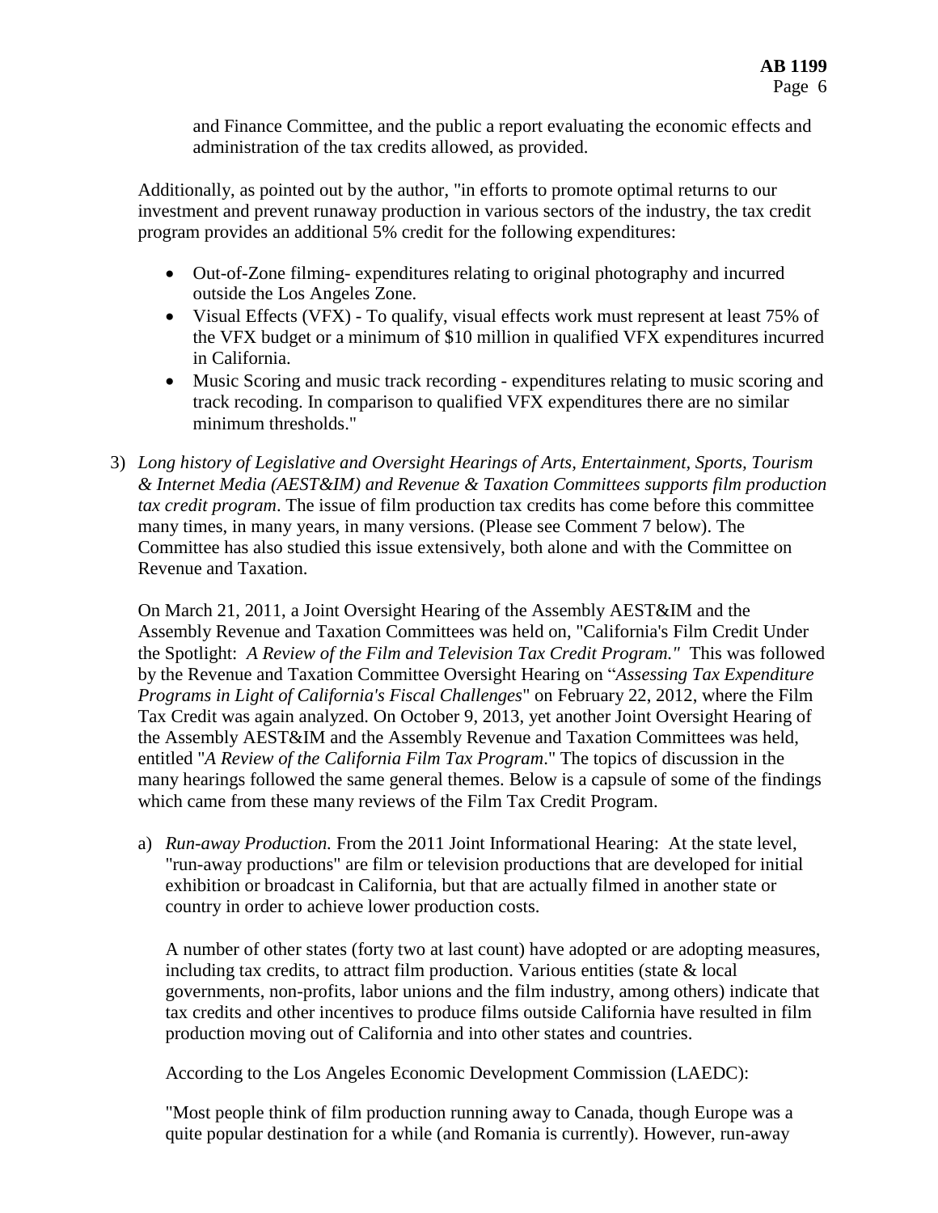and Finance Committee, and the public a report evaluating the economic effects and administration of the tax credits allowed, as provided.

Additionally, as pointed out by the author, "in efforts to promote optimal returns to our investment and prevent runaway production in various sectors of the industry, the tax credit program provides an additional 5% credit for the following expenditures:

- Out-of-Zone filming- expenditures relating to original photography and incurred outside the Los Angeles Zone.
- Visual Effects (VFX) - To qualify, visual effects work must represent at least 75% of the VFX budget or a minimum of $10 million in qualified VFX expenditures incurred in California.
- Music Scoring and music track recording - expenditures relating to music scoring and track recoding. In comparison to qualified VFX expenditures there are no similar minimum thresholds."

3) *Long history of Legislative and Oversight Hearings of Arts, Entertainment, Sports, Tourism & Internet Media (AEST&IM) and Revenue & Taxation Committees supports film production tax credit program*. The issue of film production tax credits has come before this committee many times, in many years, in many versions. (Please see Comment 7 below). The Committee has also studied this issue extensively, both alone and with the Committee on Revenue and Taxation.

   On March 21, 2011, a Joint Oversight Hearing of the Assembly AEST&IM and the Assembly Revenue and Taxation Committees was held on, "California's Film Credit Under the Spotlight: *A Review of the Film and Television Tax Credit Program."* This was followed by the Revenue and Taxation Committee Oversight Hearing on "*Assessing Tax Expenditure Programs in Light of California's Fiscal Challenges*" on February 22, 2012, where the Film Tax Credit was again analyzed. On October 9, 2013, yet another Joint Oversight Hearing of the Assembly AEST&IM and the Assembly Revenue and Taxation Committees was held, entitled "*A Review of the California Film Tax Program*." The topics of discussion in the many hearings followed the same general themes. Below is a capsule of some of the findings which came from these many reviews of the Film Tax Credit Program.

   a) *Run-away Production.* From the 2011 Joint Informational Hearing: At the state level, "run-away productions" are film or television productions that are developed for initial exhibition or broadcast in California, but that are actually filmed in another state or country in order to achieve lower production costs.

      A number of other states (forty two at last count) have adopted or are adopting measures, including tax credits, to attract film production. Various entities (state & local governments, non-profits, labor unions and the film industry, among others) indicate that tax credits and other incentives to produce films outside California have resulted in film production moving out of California and into other states and countries.

      According to the Los Angeles Economic Development Commission (LAEDC):

      "Most people think of film production running away to Canada, though Europe was a quite popular destination for a while (and Romania is currently). However, run-away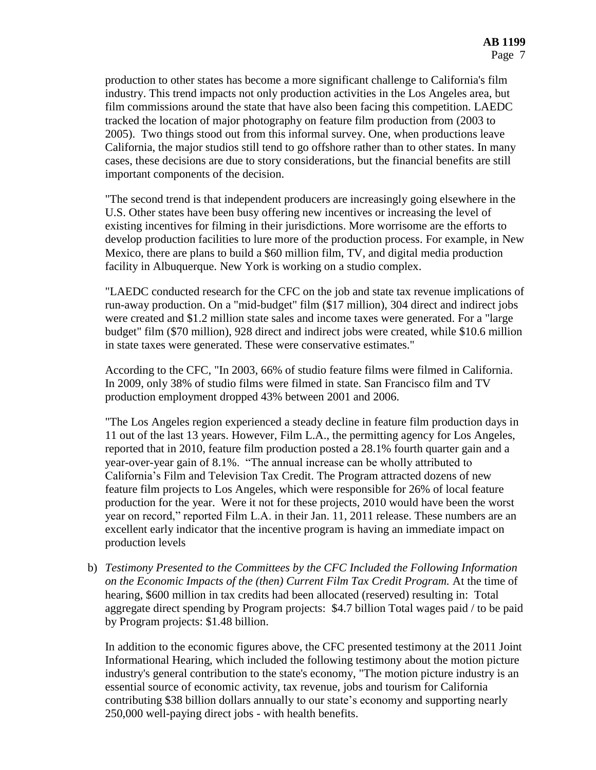production to other states has become a more significant challenge to California's film industry. This trend impacts not only production activities in the Los Angeles area, but film commissions around the state that have also been facing this competition. LAEDC tracked the location of major photography on feature film production from (2003 to 2005). Two things stood out from this informal survey. One, when productions leave California, the major studios still tend to go offshore rather than to other states. In many cases, these decisions are due to story considerations, but the financial benefits are still important components of the decision.

"The second trend is that independent producers are increasingly going elsewhere in the U.S. Other states have been busy offering new incentives or increasing the level of existing incentives for filming in their jurisdictions. More worrisome are the efforts to develop production facilities to lure more of the production process. For example, in New Mexico, there are plans to build a $60 million film, TV, and digital media production facility in Albuquerque. New York is working on a studio complex.

"LAEDC conducted research for the CFC on the job and state tax revenue implications of run-away production. On a "mid-budget" film ($17 million), 304 direct and indirect jobs were created and $1.2 million state sales and income taxes were generated. For a "large budget" film ($70 million), 928 direct and indirect jobs were created, while $10.6 million in state taxes were generated. These were conservative estimates."

According to the CFC, "In 2003, 66% of studio feature films were filmed in California. In 2009, only 38% of studio films were filmed in state. San Francisco film and TV production employment dropped 43% between 2001 and 2006.

"The Los Angeles region experienced a steady decline in feature film production days in 11 out of the last 13 years. However, Film L.A., the permitting agency for Los Angeles, reported that in 2010, feature film production posted a 28.1% fourth quarter gain and a year-over-year gain of 8.1%. "The annual increase can be wholly attributed to California's Film and Television Tax Credit. The Program attracted dozens of new feature film projects to Los Angeles, which were responsible for 26% of local feature production for the year. Were it not for these projects, 2010 would have been the worst year on record," reported Film L.A. in their Jan. 11, 2011 release. These numbers are an excellent early indicator that the incentive program is having an immediate impact on production levels

b) *Testimony Presented to the Committees by the CFC Included the Following Information on the Economic Impacts of the (then) Current Film Tax Credit Program.* At the time of hearing, $600 million in tax credits had been allocated (reserved) resulting in: Total aggregate direct spending by Program projects: $4.7 billion Total wages paid / to be paid by Program projects: $1.48 billion.

In addition to the economic figures above, the CFC presented testimony at the 2011 Joint Informational Hearing, which included the following testimony about the motion picture industry's general contribution to the state's economy, "The motion picture industry is an essential source of economic activity, tax revenue, jobs and tourism for California contributing $38 billion dollars annually to our state's economy and supporting nearly 250,000 well-paying direct jobs - with health benefits.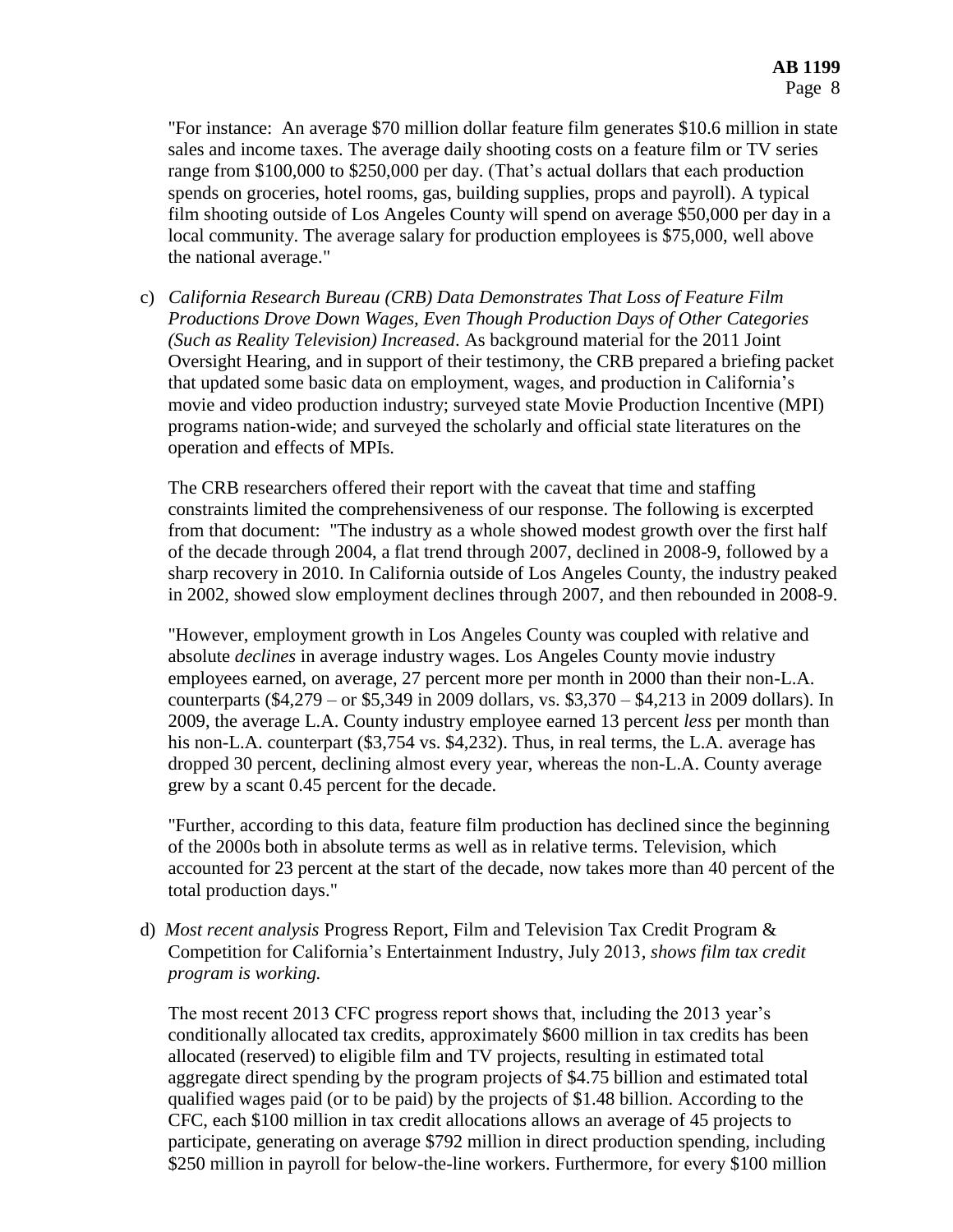"For instance: An average $70 million dollar feature film generates $10.6 million in state sales and income taxes. The average daily shooting costs on a feature film or TV series range from $100,000 to $250,000 per day. (That's actual dollars that each production spends on groceries, hotel rooms, gas, building supplies, props and payroll). A typical film shooting outside of Los Angeles County will spend on average $50,000 per day in a local community. The average salary for production employees is $75,000, well above the national average."

c) *California Research Bureau (CRB) Data Demonstrates That Loss of Feature Film Productions Drove Down Wages, Even Though Production Days of Other Categories (Such as Reality Television) Increased*. As background material for the 2011 Joint Oversight Hearing, and in support of their testimony, the CRB prepared a briefing packet that updated some basic data on employment, wages, and production in California's movie and video production industry; surveyed state Movie Production Incentive (MPI) programs nation-wide; and surveyed the scholarly and official state literatures on the operation and effects of MPIs.

   The CRB researchers offered their report with the caveat that time and staffing constraints limited the comprehensiveness of our response. The following is excerpted from that document: "The industry as a whole showed modest growth over the first half of the decade through 2004, a flat trend through 2007, declined in 2008-9, followed by a sharp recovery in 2010. In California outside of Los Angeles County, the industry peaked in 2002, showed slow employment declines through 2007, and then rebounded in 2008-9.

   "However, employment growth in Los Angeles County was coupled with relative and absolute *declines* in average industry wages. Los Angeles County movie industry employees earned, on average, 27 percent more per month in 2000 than their non-L.A. counterparts ($4,279 – or $5,349 in 2009 dollars, vs. $3,370 – $4,213 in 2009 dollars). In 2009, the average L.A. County industry employee earned 13 percent *less* per month than his non-L.A. counterpart ($3,754 vs. $4,232). Thus, in real terms, the L.A. average has dropped 30 percent, declining almost every year, whereas the non-L.A. County average grew by a scant 0.45 percent for the decade.

   "Further, according to this data, feature film production has declined since the beginning of the 2000s both in absolute terms as well as in relative terms. Television, which accounted for 23 percent at the start of the decade, now takes more than 40 percent of the total production days."

d) *Most recent analysis* Progress Report, Film and Television Tax Credit Program & Competition for California's Entertainment Industry, July 2013, *shows film tax credit program is working.*

   The most recent 2013 CFC progress report shows that, including the 2013 year's conditionally allocated tax credits, approximately $600 million in tax credits has been allocated (reserved) to eligible film and TV projects, resulting in estimated total aggregate direct spending by the program projects of $4.75 billion and estimated total qualified wages paid (or to be paid) by the projects of $1.48 billion. According to the CFC, each $100 million in tax credit allocations allows an average of 45 projects to participate, generating on average $792 million in direct production spending, including $250 million in payroll for below-the-line workers. Furthermore, for every $100 million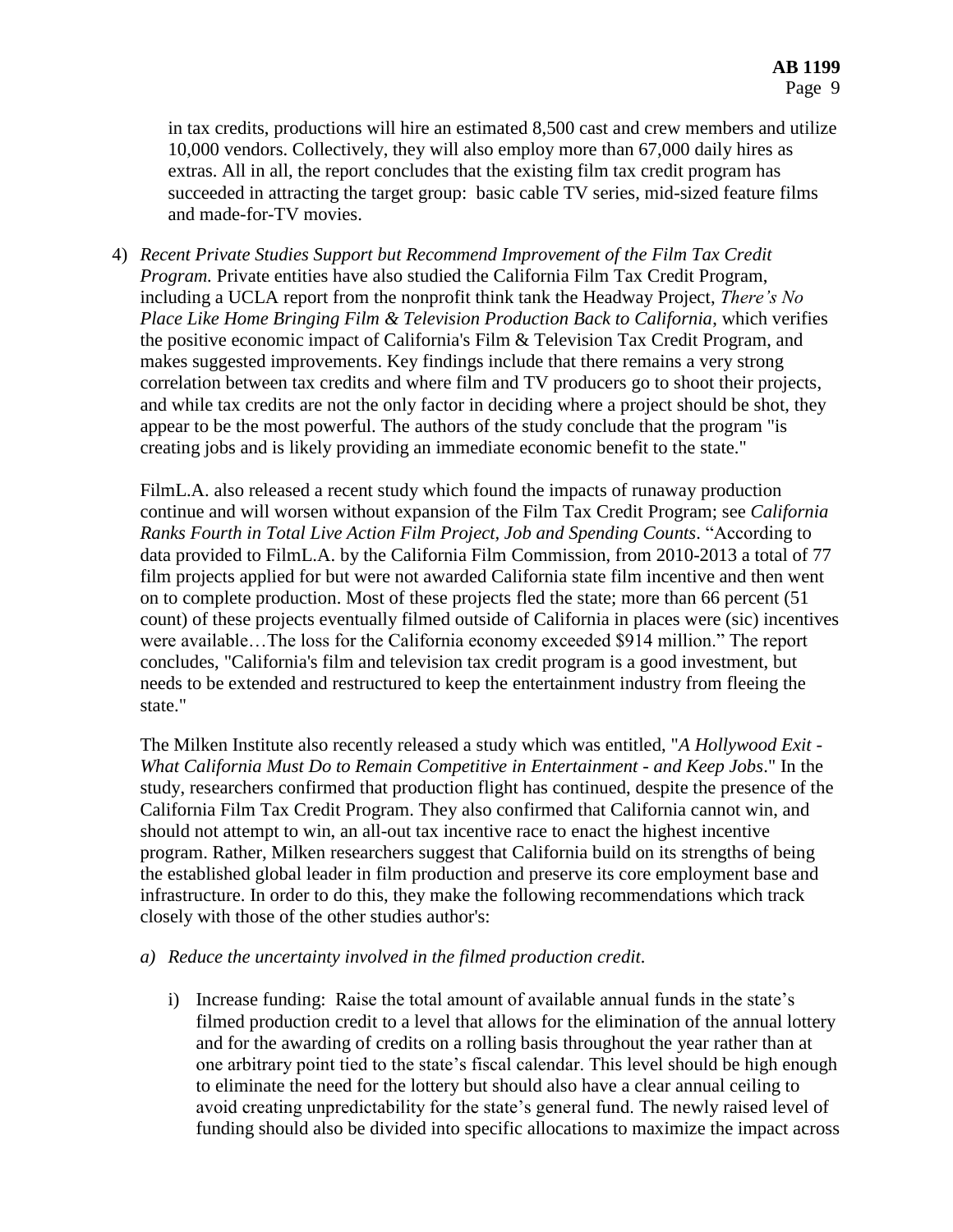in tax credits, productions will hire an estimated 8,500 cast and crew members and utilize 10,000 vendors. Collectively, they will also employ more than 67,000 daily hires as extras. All in all, the report concludes that the existing film tax credit program has succeeded in attracting the target group: basic cable TV series, mid-sized feature films and made-for-TV movies.

4) *Recent Private Studies Support but Recommend Improvement of the Film Tax Credit Program.* Private entities have also studied the California Film Tax Credit Program, including a UCLA report from the nonprofit think tank the Headway Project, *There's No Place Like Home Bringing Film & Television Production Back to California*, which verifies the positive economic impact of California's Film & Television Tax Credit Program, and makes suggested improvements. Key findings include that there remains a very strong correlation between tax credits and where film and TV producers go to shoot their projects, and while tax credits are not the only factor in deciding where a project should be shot, they appear to be the most powerful. The authors of the study conclude that the program "is creating jobs and is likely providing an immediate economic benefit to the state."

   FilmL.A. also released a recent study which found the impacts of runaway production continue and will worsen without expansion of the Film Tax Credit Program; see *California Ranks Fourth in Total Live Action Film Project, Job and Spending Counts*. "According to data provided to FilmL.A. by the California Film Commission, from 2010-2013 a total of 77 film projects applied for but were not awarded California state film incentive and then went on to complete production. Most of these projects fled the state; more than 66 percent (51 count) of these projects eventually filmed outside of California in places were (sic) incentives were available…The loss for the California economy exceeded $914 million." The report concludes, "California's film and television tax credit program is a good investment, but needs to be extended and restructured to keep the entertainment industry from fleeing the state."

   The Milken Institute also recently released a study which was entitled, "*A Hollywood Exit - What California Must Do to Remain Competitive in Entertainment - and Keep Jobs*." In the study, researchers confirmed that production flight has continued, despite the presence of the California Film Tax Credit Program. They also confirmed that California cannot win, and should not attempt to win, an all-out tax incentive race to enact the highest incentive program. Rather, Milken researchers suggest that California build on its strengths of being the established global leader in film production and preserve its core employment base and infrastructure. In order to do this, they make the following recommendations which track closely with those of the other studies author's:

   a) *Reduce the uncertainty involved in the filmed production credit.*

      i) Increase funding: Raise the total amount of available annual funds in the state's filmed production credit to a level that allows for the elimination of the annual lottery and for the awarding of credits on a rolling basis throughout the year rather than at one arbitrary point tied to the state's fiscal calendar. This level should be high enough to eliminate the need for the lottery but should also have a clear annual ceiling to avoid creating unpredictability for the state's general fund. The newly raised level of funding should also be divided into specific allocations to maximize the impact across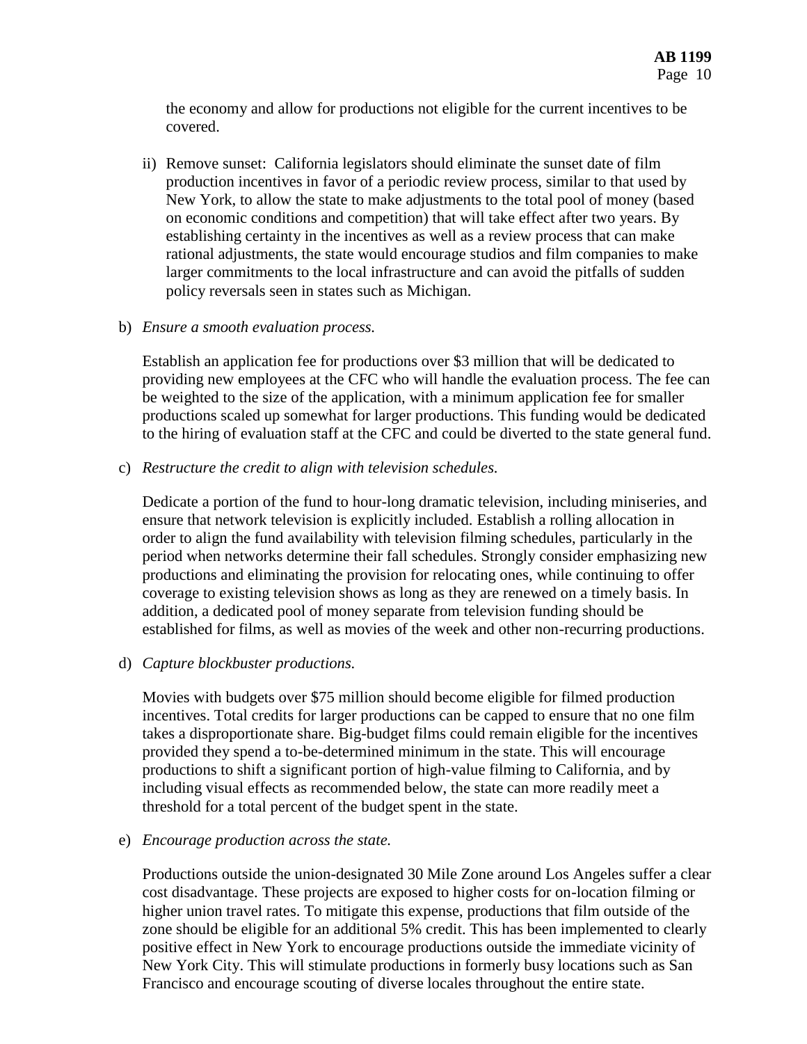the economy and allow for productions not eligible for the current incentives to be covered.

ii) Remove sunset: California legislators should eliminate the sunset date of film production incentives in favor of a periodic review process, similar to that used by New York, to allow the state to make adjustments to the total pool of money (based on economic conditions and competition) that will take effect after two years. By establishing certainty in the incentives as well as a review process that can make rational adjustments, the state would encourage studios and film companies to make larger commitments to the local infrastructure and can avoid the pitfalls of sudden policy reversals seen in states such as Michigan.

b) *Ensure a smooth evaluation process.*

Establish an application fee for productions over $3 million that will be dedicated to providing new employees at the CFC who will handle the evaluation process. The fee can be weighted to the size of the application, with a minimum application fee for smaller productions scaled up somewhat for larger productions. This funding would be dedicated to the hiring of evaluation staff at the CFC and could be diverted to the state general fund.

c) *Restructure the credit to align with television schedules.*

Dedicate a portion of the fund to hour-long dramatic television, including miniseries, and ensure that network television is explicitly included. Establish a rolling allocation in order to align the fund availability with television filming schedules, particularly in the period when networks determine their fall schedules. Strongly consider emphasizing new productions and eliminating the provision for relocating ones, while continuing to offer coverage to existing television shows as long as they are renewed on a timely basis. In addition, a dedicated pool of money separate from television funding should be established for films, as well as movies of the week and other non-recurring productions.

d) *Capture blockbuster productions.*

Movies with budgets over $75 million should become eligible for filmed production incentives. Total credits for larger productions can be capped to ensure that no one film takes a disproportionate share. Big-budget films could remain eligible for the incentives provided they spend a to-be-determined minimum in the state. This will encourage productions to shift a significant portion of high-value filming to California, and by including visual effects as recommended below, the state can more readily meet a threshold for a total percent of the budget spent in the state.

e) *Encourage production across the state.*

Productions outside the union-designated 30 Mile Zone around Los Angeles suffer a clear cost disadvantage. These projects are exposed to higher costs for on-location filming or higher union travel rates. To mitigate this expense, productions that film outside of the zone should be eligible for an additional 5% credit. This has been implemented to clearly positive effect in New York to encourage productions outside the immediate vicinity of New York City. This will stimulate productions in formerly busy locations such as San Francisco and encourage scouting of diverse locales throughout the entire state.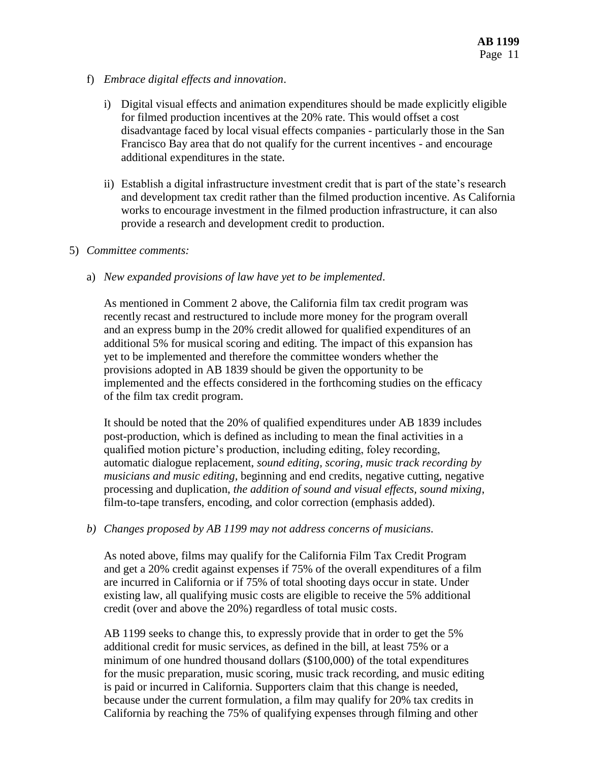f) *Embrace digital effects and innovation*.

   i) Digital visual effects and animation expenditures should be made explicitly eligible for filmed production incentives at the 20% rate. This would offset a cost disadvantage faced by local visual effects companies - particularly those in the San Francisco Bay area that do not qualify for the current incentives - and encourage additional expenditures in the state.

   ii) Establish a digital infrastructure investment credit that is part of the state's research and development tax credit rather than the filmed production incentive. As California works to encourage investment in the filmed production infrastructure, it can also provide a research and development credit to production.

5) *Committee comments:*

   a) *New expanded provisions of law have yet to be implemented*.

      As mentioned in Comment 2 above, the California film tax credit program was recently recast and restructured to include more money for the program overall and an express bump in the 20% credit allowed for qualified expenditures of an additional 5% for musical scoring and editing. The impact of this expansion has yet to be implemented and therefore the committee wonders whether the provisions adopted in AB 1839 should be given the opportunity to be implemented and the effects considered in the forthcoming studies on the efficacy of the film tax credit program.

      It should be noted that the 20% of qualified expenditures under AB 1839 includes post-production, which is defined as including to mean the final activities in a qualified motion picture's production, including editing, foley recording, automatic dialogue replacement, *sound editing, scoring, music track recording by musicians and music editing*, beginning and end credits, negative cutting, negative processing and duplication, *the addition of sound and visual effects, sound mixing*, film-to-tape transfers, encoding, and color correction (emphasis added).

   b) *Changes proposed by AB 1199 may not address concerns of musicians*.

      As noted above, films may qualify for the California Film Tax Credit Program and get a 20% credit against expenses if 75% of the overall expenditures of a film are incurred in California or if 75% of total shooting days occur in state. Under existing law, all qualifying music costs are eligible to receive the 5% additional credit (over and above the 20%) regardless of total music costs.

      AB 1199 seeks to change this, to expressly provide that in order to get the 5% additional credit for music services, as defined in the bill, at least 75% or a minimum of one hundred thousand dollars ($100,000) of the total expenditures for the music preparation, music scoring, music track recording, and music editing is paid or incurred in California. Supporters claim that this change is needed, because under the current formulation, a film may qualify for 20% tax credits in California by reaching the 75% of qualifying expenses through filming and other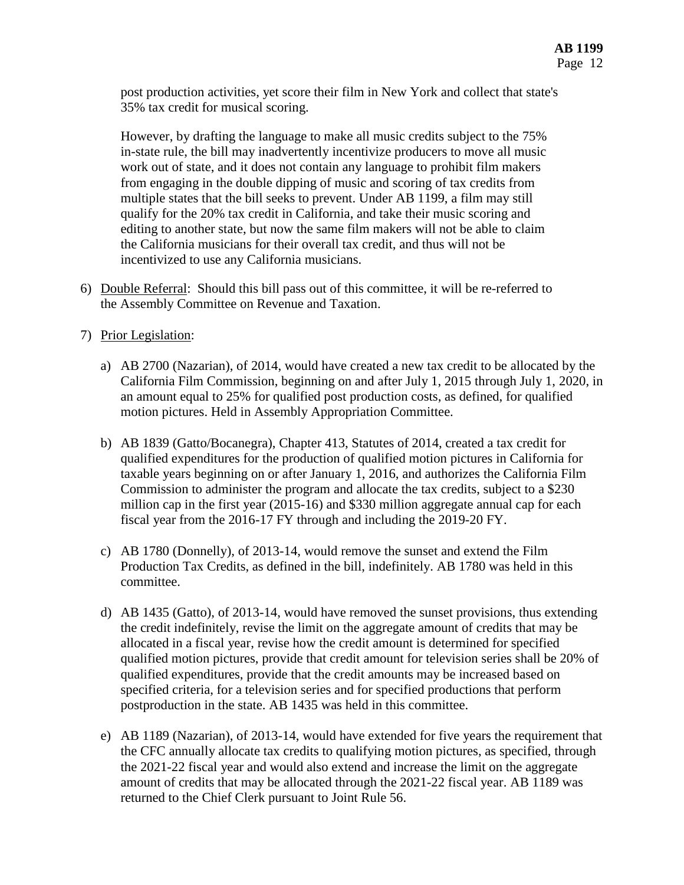post production activities, yet score their film in New York and collect that state's 35% tax credit for musical scoring.

However, by drafting the language to make all music credits subject to the 75% in-state rule, the bill may inadvertently incentivize producers to move all music work out of state, and it does not contain any language to prohibit film makers from engaging in the double dipping of music and scoring of tax credits from multiple states that the bill seeks to prevent. Under AB 1199, a film may still qualify for the 20% tax credit in California, and take their music scoring and editing to another state, but now the same film makers will not be able to claim the California musicians for their overall tax credit, and thus will not be incentivized to use any California musicians.

6) Double Referral: Should this bill pass out of this committee, it will be re-referred to the Assembly Committee on Revenue and Taxation.

7) Prior Legislation:

   a) AB 2700 (Nazarian), of 2014, would have created a new tax credit to be allocated by the California Film Commission, beginning on and after July 1, 2015 through July 1, 2020, in an amount equal to 25% for qualified post production costs, as defined, for qualified motion pictures. Held in Assembly Appropriation Committee.

   b) AB 1839 (Gatto/Bocanegra), Chapter 413, Statutes of 2014, created a tax credit for qualified expenditures for the production of qualified motion pictures in California for taxable years beginning on or after January 1, 2016, and authorizes the California Film Commission to administer the program and allocate the tax credits, subject to a $230 million cap in the first year (2015-16) and $330 million aggregate annual cap for each fiscal year from the 2016-17 FY through and including the 2019-20 FY.

   c) AB 1780 (Donnelly), of 2013-14, would remove the sunset and extend the Film Production Tax Credits, as defined in the bill, indefinitely. AB 1780 was held in this committee.

   d) AB 1435 (Gatto), of 2013-14, would have removed the sunset provisions, thus extending the credit indefinitely, revise the limit on the aggregate amount of credits that may be allocated in a fiscal year, revise how the credit amount is determined for specified qualified motion pictures, provide that credit amount for television series shall be 20% of qualified expenditures, provide that the credit amounts may be increased based on specified criteria, for a television series and for specified productions that perform postproduction in the state. AB 1435 was held in this committee.

   e) AB 1189 (Nazarian), of 2013-14, would have extended for five years the requirement that the CFC annually allocate tax credits to qualifying motion pictures, as specified, through the 2021-22 fiscal year and would also extend and increase the limit on the aggregate amount of credits that may be allocated through the 2021-22 fiscal year. AB 1189 was returned to the Chief Clerk pursuant to Joint Rule 56.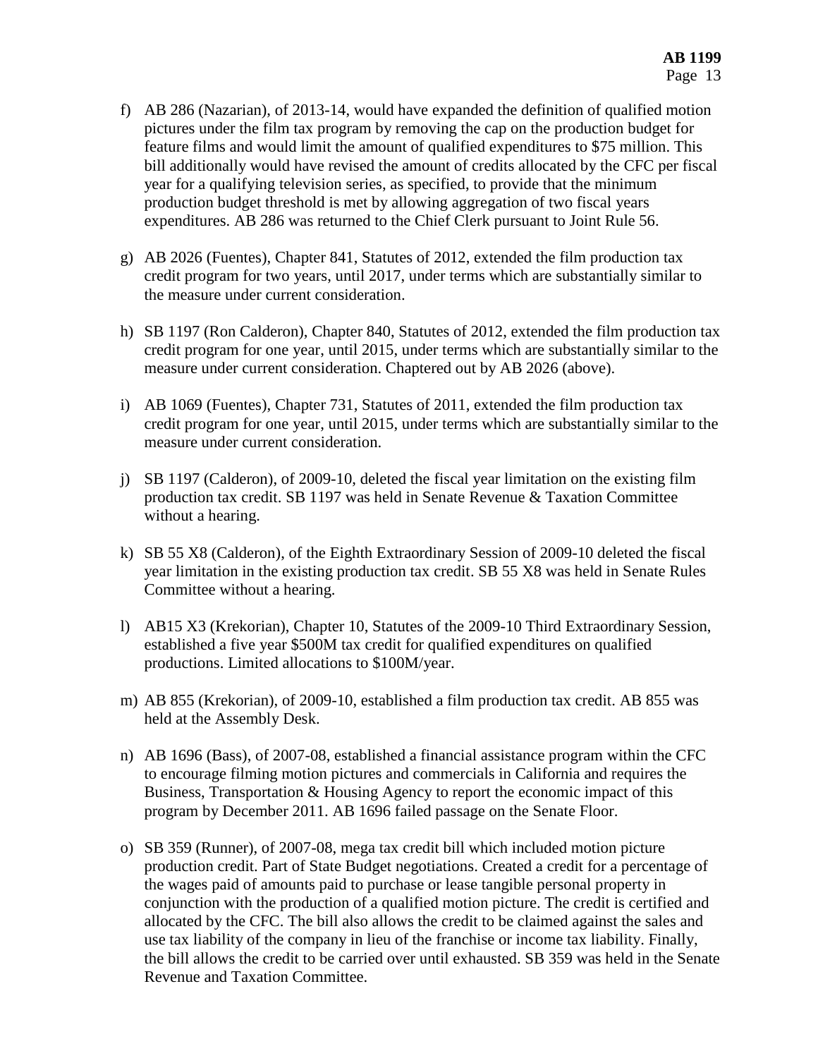f) AB 286 (Nazarian), of 2013-14, would have expanded the definition of qualified motion pictures under the film tax program by removing the cap on the production budget for feature films and would limit the amount of qualified expenditures to $75 million. This bill additionally would have revised the amount of credits allocated by the CFC per fiscal year for a qualifying television series, as specified, to provide that the minimum production budget threshold is met by allowing aggregation of two fiscal years expenditures. AB 286 was returned to the Chief Clerk pursuant to Joint Rule 56.

g) AB 2026 (Fuentes), Chapter 841, Statutes of 2012, extended the film production tax credit program for two years, until 2017, under terms which are substantially similar to the measure under current consideration.

h) SB 1197 (Ron Calderon), Chapter 840, Statutes of 2012, extended the film production tax credit program for one year, until 2015, under terms which are substantially similar to the measure under current consideration. Chaptered out by AB 2026 (above).

i) AB 1069 (Fuentes), Chapter 731, Statutes of 2011, extended the film production tax credit program for one year, until 2015, under terms which are substantially similar to the measure under current consideration.

j) SB 1197 (Calderon), of 2009-10, deleted the fiscal year limitation on the existing film production tax credit. SB 1197 was held in Senate Revenue & Taxation Committee without a hearing.

k) SB 55 X8 (Calderon), of the Eighth Extraordinary Session of 2009-10 deleted the fiscal year limitation in the existing production tax credit. SB 55 X8 was held in Senate Rules Committee without a hearing.

l) AB15 X3 (Krekorian), Chapter 10, Statutes of the 2009-10 Third Extraordinary Session, established a five year $500M tax credit for qualified expenditures on qualified productions. Limited allocations to $100M/year.

m) AB 855 (Krekorian), of 2009-10, established a film production tax credit. AB 855 was held at the Assembly Desk.

n) AB 1696 (Bass), of 2007-08, established a financial assistance program within the CFC to encourage filming motion pictures and commercials in California and requires the Business, Transportation & Housing Agency to report the economic impact of this program by December 2011. AB 1696 failed passage on the Senate Floor.

o) SB 359 (Runner), of 2007-08, mega tax credit bill which included motion picture production credit. Part of State Budget negotiations. Created a credit for a percentage of the wages paid of amounts paid to purchase or lease tangible personal property in conjunction with the production of a qualified motion picture. The credit is certified and allocated by the CFC. The bill also allows the credit to be claimed against the sales and use tax liability of the company in lieu of the franchise or income tax liability. Finally, the bill allows the credit to be carried over until exhausted. SB 359 was held in the Senate Revenue and Taxation Committee.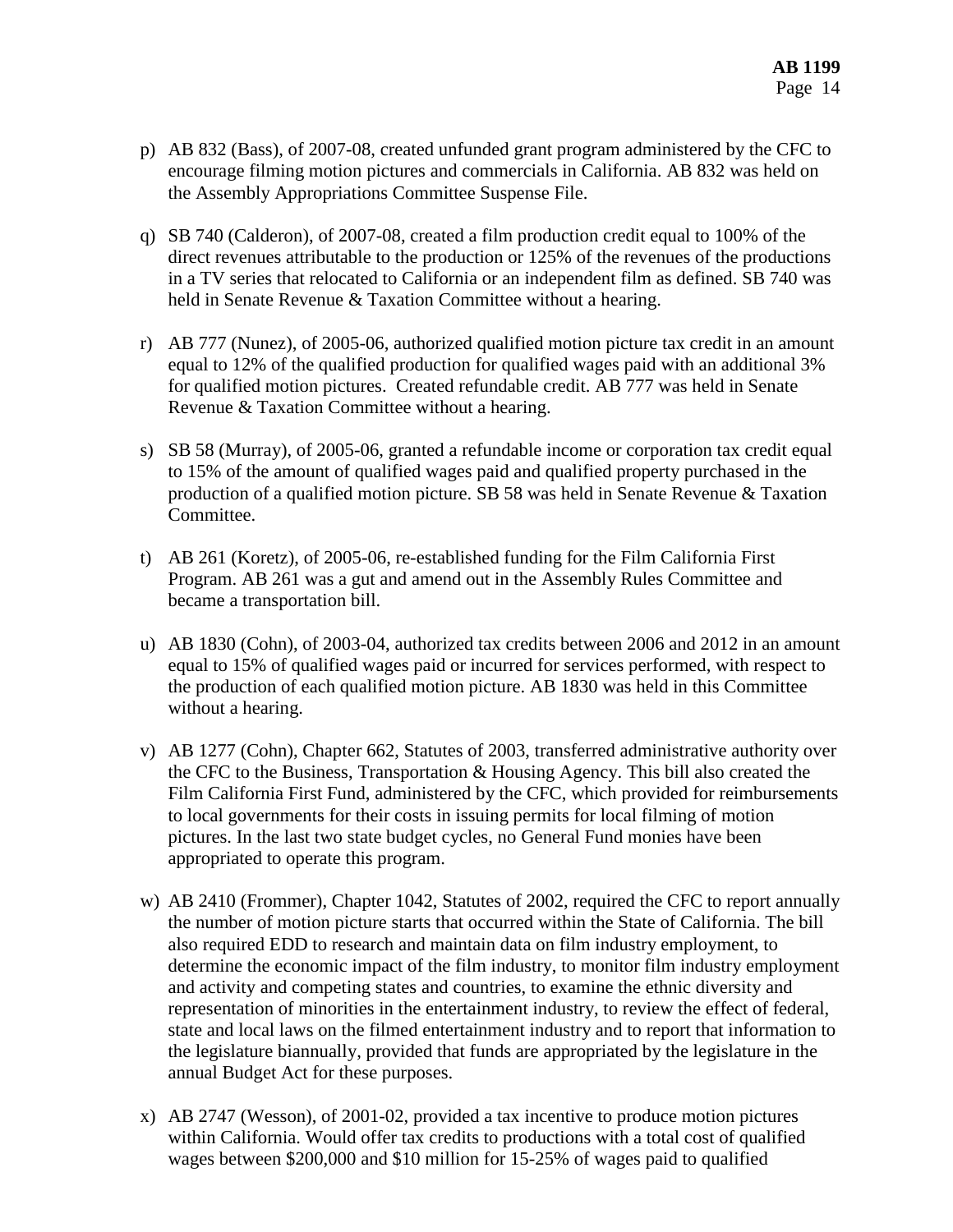p) AB 832 (Bass), of 2007-08, created unfunded grant program administered by the CFC to encourage filming motion pictures and commercials in California. AB 832 was held on the Assembly Appropriations Committee Suspense File.

q) SB 740 (Calderon), of 2007-08, created a film production credit equal to 100% of the direct revenues attributable to the production or 125% of the revenues of the productions in a TV series that relocated to California or an independent film as defined. SB 740 was held in Senate Revenue & Taxation Committee without a hearing.

r) AB 777 (Nunez), of 2005-06, authorized qualified motion picture tax credit in an amount equal to 12% of the qualified production for qualified wages paid with an additional 3% for qualified motion pictures. Created refundable credit. AB 777 was held in Senate Revenue & Taxation Committee without a hearing.

s) SB 58 (Murray), of 2005-06, granted a refundable income or corporation tax credit equal to 15% of the amount of qualified wages paid and qualified property purchased in the production of a qualified motion picture. SB 58 was held in Senate Revenue & Taxation Committee.

t) AB 261 (Koretz), of 2005-06, re-established funding for the Film California First Program. AB 261 was a gut and amend out in the Assembly Rules Committee and became a transportation bill.

u) AB 1830 (Cohn), of 2003-04, authorized tax credits between 2006 and 2012 in an amount equal to 15% of qualified wages paid or incurred for services performed, with respect to the production of each qualified motion picture. AB 1830 was held in this Committee without a hearing.

v) AB 1277 (Cohn), Chapter 662, Statutes of 2003, transferred administrative authority over the CFC to the Business, Transportation & Housing Agency. This bill also created the Film California First Fund, administered by the CFC, which provided for reimbursements to local governments for their costs in issuing permits for local filming of motion pictures. In the last two state budget cycles, no General Fund monies have been appropriated to operate this program.

w) AB 2410 (Frommer), Chapter 1042, Statutes of 2002, required the CFC to report annually the number of motion picture starts that occurred within the State of California. The bill also required EDD to research and maintain data on film industry employment, to determine the economic impact of the film industry, to monitor film industry employment and activity and competing states and countries, to examine the ethnic diversity and representation of minorities in the entertainment industry, to review the effect of federal, state and local laws on the filmed entertainment industry and to report that information to the legislature biannually, provided that funds are appropriated by the legislature in the annual Budget Act for these purposes.

x) AB 2747 (Wesson), of 2001-02, provided a tax incentive to produce motion pictures within California. Would offer tax credits to productions with a total cost of qualified wages between $200,000 and $10 million for 15-25% of wages paid to qualified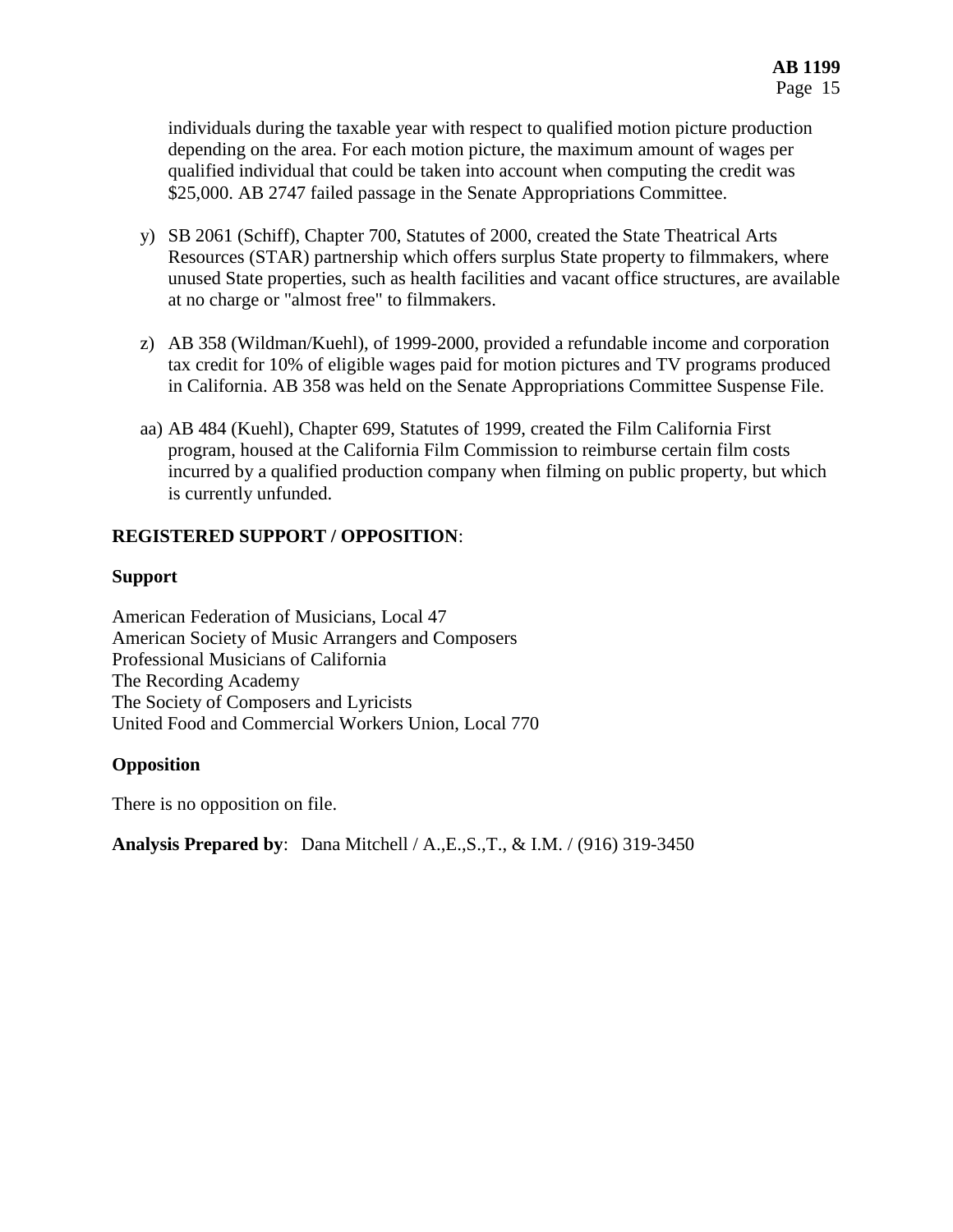individuals during the taxable year with respect to qualified motion picture production depending on the area. For each motion picture, the maximum amount of wages per qualified individual that could be taken into account when computing the credit was $25,000. AB 2747 failed passage in the Senate Appropriations Committee.

y) SB 2061 (Schiff), Chapter 700, Statutes of 2000, created the State Theatrical Arts Resources (STAR) partnership which offers surplus State property to filmmakers, where unused State properties, such as health facilities and vacant office structures, are available at no charge or "almost free" to filmmakers.

z) AB 358 (Wildman/Kuehl), of 1999-2000, provided a refundable income and corporation tax credit for 10% of eligible wages paid for motion pictures and TV programs produced in California. AB 358 was held on the Senate Appropriations Committee Suspense File.

aa) AB 484 (Kuehl), Chapter 699, Statutes of 1999, created the Film California First program, housed at the California Film Commission to reimburse certain film costs incurred by a qualified production company when filming on public property, but which is currently unfunded.

**REGISTERED SUPPORT / OPPOSITION**:

**Support**

American Federation of Musicians, Local 47
American Society of Music Arrangers and Composers
Professional Musicians of California
The Recording Academy
The Society of Composers and Lyricists
United Food and Commercial Workers Union, Local 770

**Opposition**

There is no opposition on file.

**Analysis Prepared by**: Dana Mitchell / A.,E.,S.,T., & I.M. / (916) 319-3450